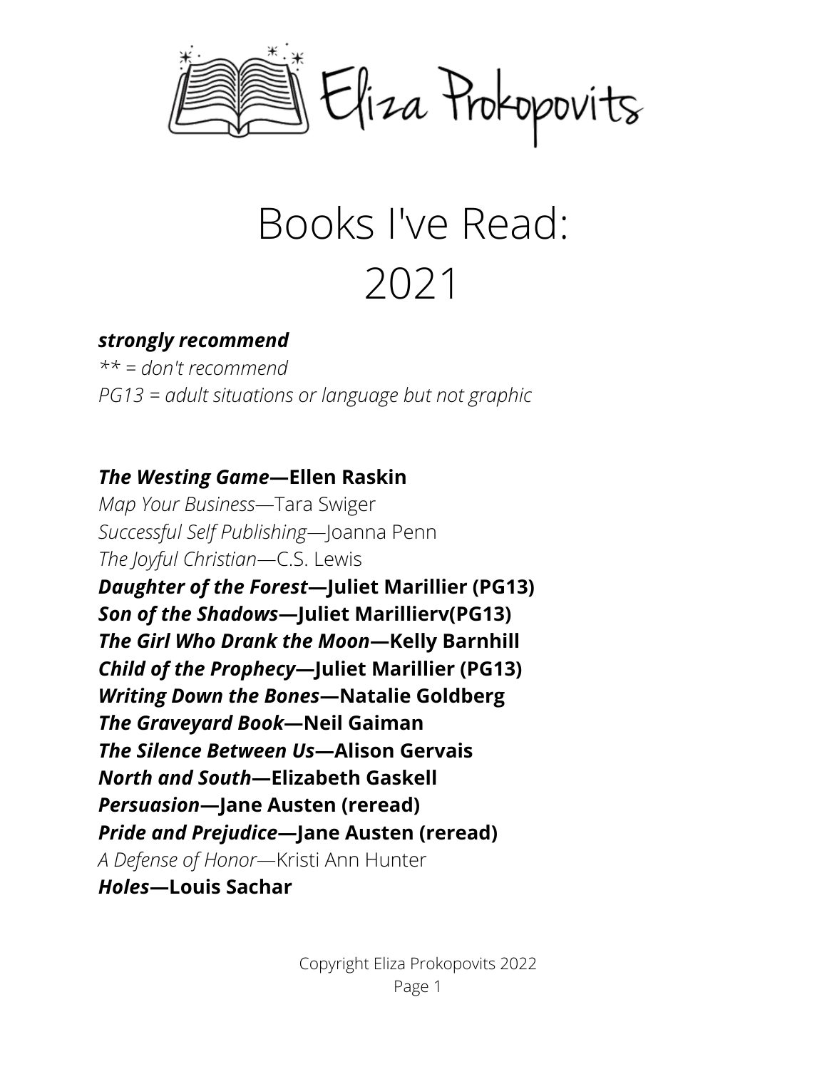Eliza Prokopovits

# Books I've Read: 2021

***strongly recommend***

*** = don't recommend*

*PG13 = adult situations or language but not graphic*

***The Westing Game*—Ellen Raskin**

*Map Your Business*—Tara Swiger

*Successful Self Publishing*—Joanna Penn

*The Joyful Christian*—C.S. Lewis

***Daughter of the Forest*—Juliet Marillier (PG13)**

***Son of the Shadows*—Juliet Marillierv(PG13)**

***The Girl Who Drank the Moon*—Kelly Barnhill**

***Child of the Prophecy*—Juliet Marillier (PG13)**

***Writing Down the Bones*—Natalie Goldberg**

***The Graveyard Book*—Neil Gaiman**

***The Silence Between Us*—Alison Gervais**

***North and South*—Elizabeth Gaskell**

***Persuasion*—Jane Austen (reread)**

***Pride and Prejudice*—Jane Austen (reread)**

*A Defense of Honor*—Kristi Ann Hunter

***Holes*—Louis Sachar**

Copyright Eliza Prokopovits 2022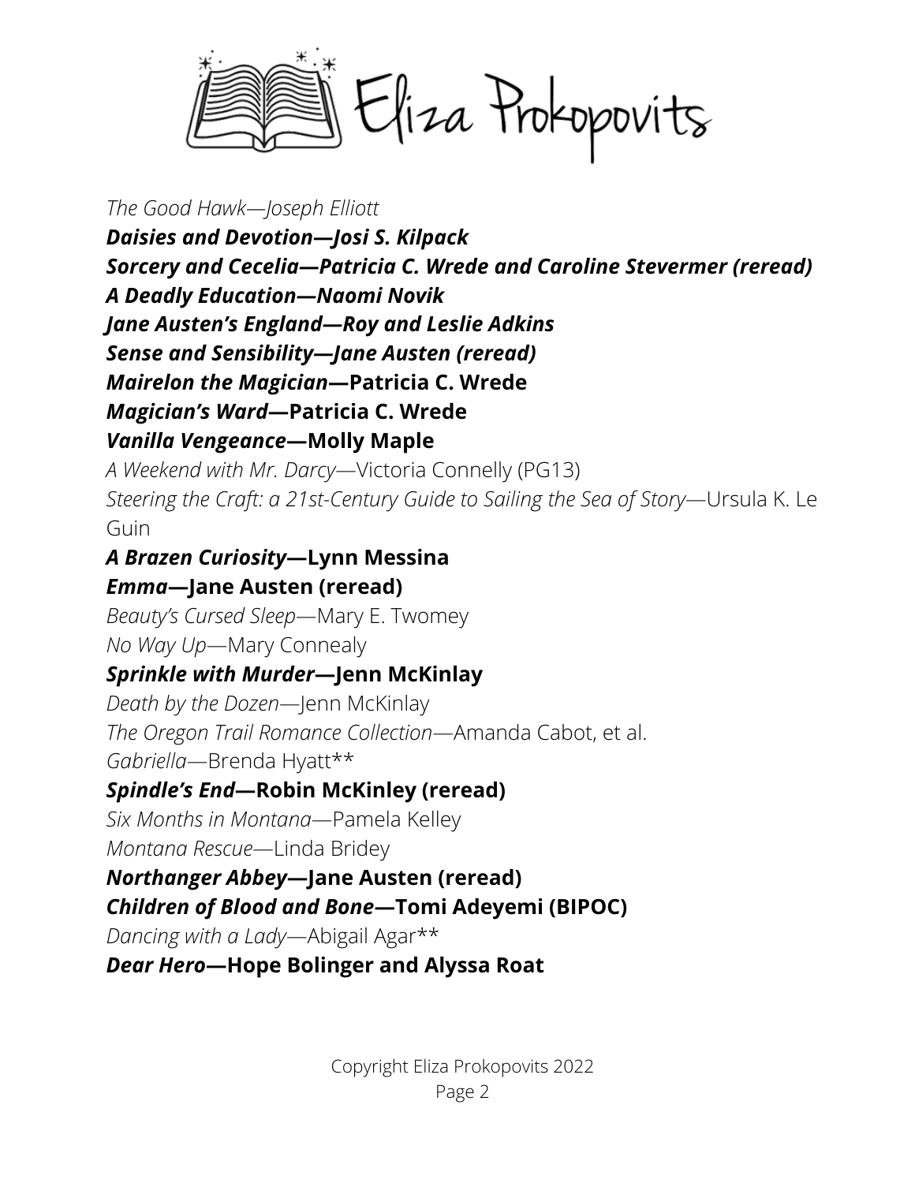*The Good Hawk—Joseph Elliott*

***Daisies and Devotion—Josi S. Kilpack***

***Sorcery and Cecelia—Patricia C. Wrede and Caroline Stevermer (reread)***

***A Deadly Education—Naomi Novik***

***Jane Austen's England—Roy and Leslie Adkins***

***Sense and Sensibility—Jane Austen (reread)***

***Mairelon the Magician*—Patricia C. Wrede**

***Magician's Ward*—Patricia C. Wrede**

***Vanilla Vengeance*—Molly Maple**

*A Weekend with Mr. Darcy*—Victoria Connelly (PG13)

*Steering the Craft: a 21st-Century Guide to Sailing the Sea of Story*—Ursula K. Le Guin

***A Brazen Curiosity*—Lynn Messina**

***Emma*—Jane Austen (reread)**

*Beauty's Cursed Sleep*—Mary E. Twomey

*No Way Up*—Mary Connealy

***Sprinkle with Murder*—Jenn McKinlay**

*Death by the Dozen*—Jenn McKinlay

*The Oregon Trail Romance Collection*—Amanda Cabot, et al.

*Gabriella*—Brenda Hyatt**

***Spindle's End*—Robin McKinley (reread)**

*Six Months in Montana*—Pamela Kelley

*Montana Rescue*—Linda Bridey

***Northanger Abbey*—Jane Austen (reread)**

***Children of Blood and Bone*—Tomi Adeyemi (BIPOC)**

*Dancing with a Lady*—Abigail Agar**

***Dear Hero*—Hope Bolinger and Alyssa Roat**

Copyright Eliza Prokopovits 2022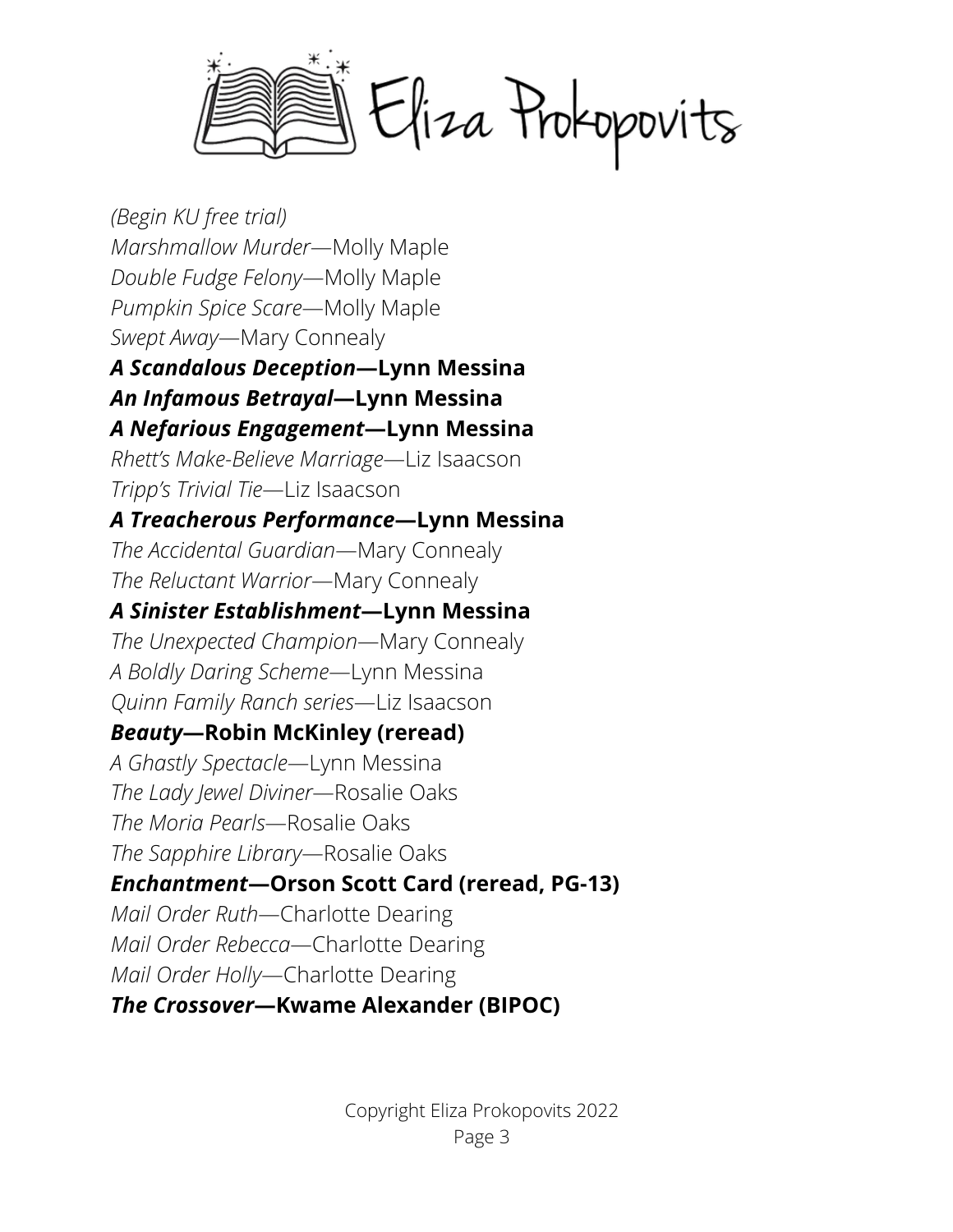*(Begin KU free trial)*  
*Marshmallow Murder*—Molly Maple  
*Double Fudge Felony*—Molly Maple  
*Pumpkin Spice Scare*—Molly Maple  
*Swept Away*—Mary Connealy  
***A Scandalous Deception*—Lynn Messina**  
***An Infamous Betrayal*—Lynn Messina**  
***A Nefarious Engagement*—Lynn Messina**  
*Rhett's Make-Believe Marriage*—Liz Isaacson  
*Tripp's Trivial Tie*—Liz Isaacson  
***A Treacherous Performance*—Lynn Messina**  
*The Accidental Guardian*—Mary Connealy  
*The Reluctant Warrior*—Mary Connealy  
***A Sinister Establishment*—Lynn Messina**  
*The Unexpected Champion*—Mary Connealy  
*A Boldly Daring Scheme*—Lynn Messina  
*Quinn Family Ranch series*—Liz Isaacson  
***Beauty*—Robin McKinley (reread)**  
*A Ghastly Spectacle*—Lynn Messina  
*The Lady Jewel Diviner*—Rosalie Oaks  
*The Moria Pearls*—Rosalie Oaks  
*The Sapphire Library*—Rosalie Oaks  
***Enchantment*—Orson Scott Card (reread, PG-13)**  
*Mail Order Ruth*—Charlotte Dearing  
*Mail Order Rebecca*—Charlotte Dearing  
*Mail Order Holly*—Charlotte Dearing  
***The Crossover*—Kwame Alexander (BIPOC)**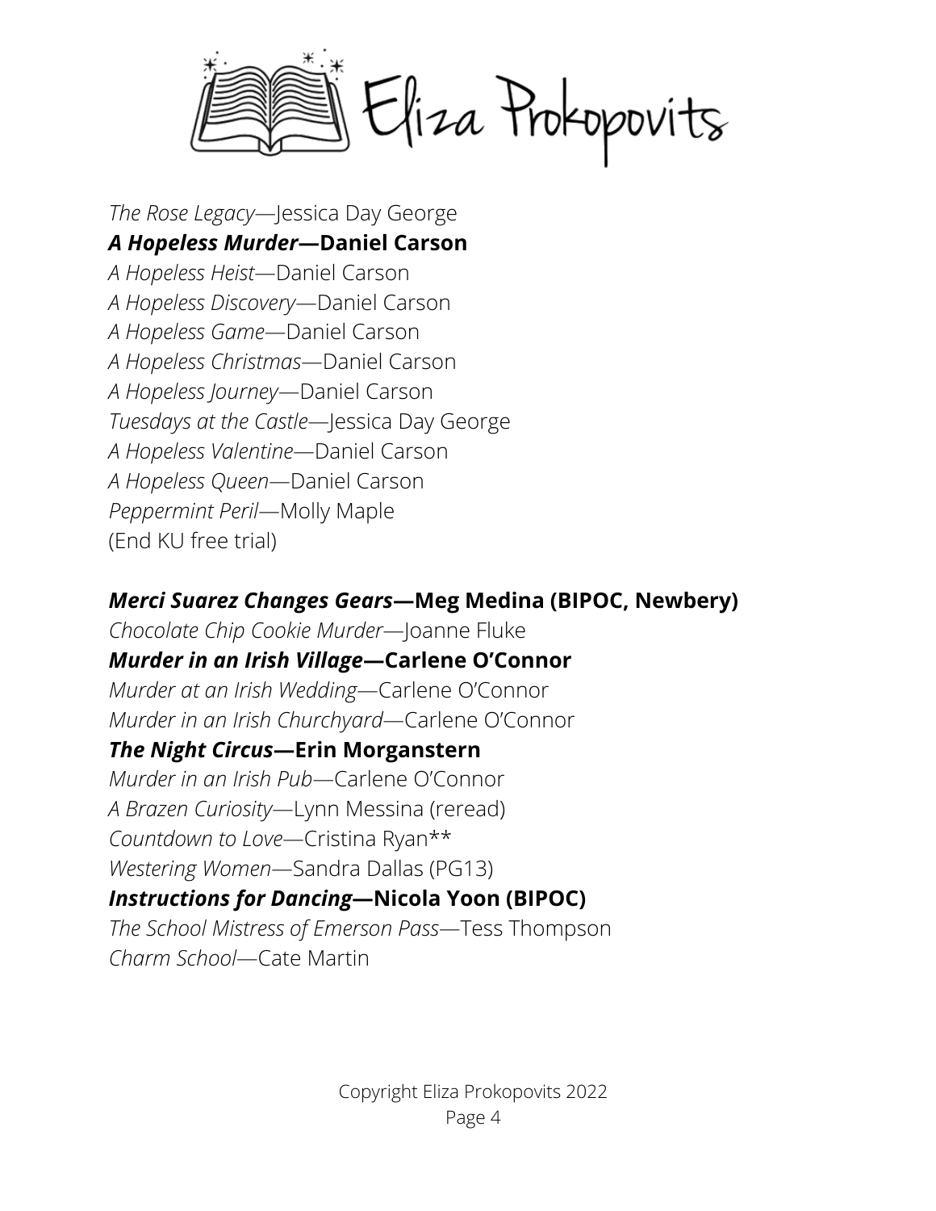*The Rose Legacy*—Jessica Day George
***A Hopeless Murder*—Daniel Carson**
*A Hopeless Heist*—Daniel Carson
*A Hopeless Discovery*—Daniel Carson
*A Hopeless Game*—Daniel Carson
*A Hopeless Christmas*—Daniel Carson
*A Hopeless Journey*—Daniel Carson
*Tuesdays at the Castle*—Jessica Day George
*A Hopeless Valentine*—Daniel Carson
*A Hopeless Queen*—Daniel Carson
*Peppermint Peril*—Molly Maple
(End KU free trial)

***Merci Suarez Changes Gears*—Meg Medina (BIPOC, Newbery)**
*Chocolate Chip Cookie Murder*—Joanne Fluke
***Murder in an Irish Village*—Carlene O'Connor**
*Murder at an Irish Wedding*—Carlene O'Connor
*Murder in an Irish Churchyard*—Carlene O'Connor
***The Night Circus*—Erin Morganstern**
*Murder in an Irish Pub*—Carlene O'Connor
*A Brazen Curiosity*—Lynn Messina (reread)
*Countdown to Love*—Cristina Ryan**
*Westering Women*—Sandra Dallas (PG13)
***Instructions for Dancing*—Nicola Yoon (BIPOC)**
*The School Mistress of Emerson Pass*—Tess Thompson
*Charm School*—Cate Martin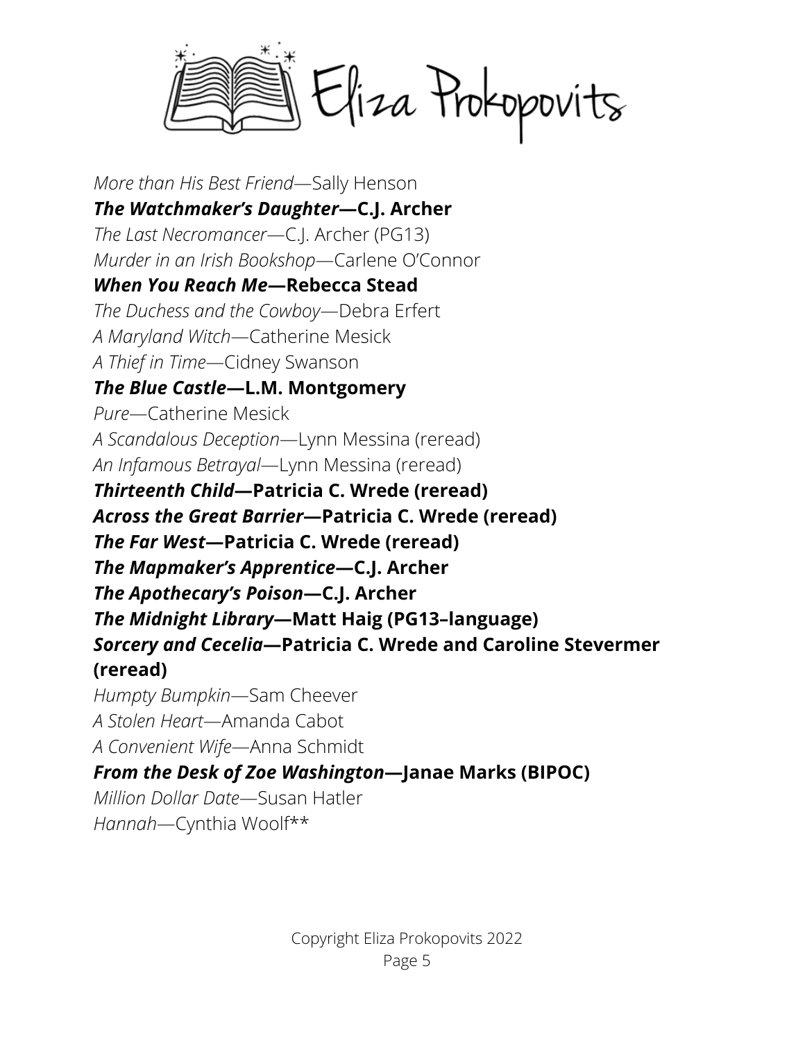*More than His Best Friend*—Sally Henson
***The Watchmaker's Daughter*—C.J. Archer**
*The Last Necromancer*—C.J. Archer (PG13)
*Murder in an Irish Bookshop*—Carlene O'Connor
***When You Reach Me*—Rebecca Stead**
*The Duchess and the Cowboy*—Debra Erfert
*A Maryland Witch*—Catherine Mesick
*A Thief in Time*—Cidney Swanson
***The Blue Castle*—L.M. Montgomery**
*Pure*—Catherine Mesick
*A Scandalous Deception*—Lynn Messina (reread)
*An Infamous Betrayal*—Lynn Messina (reread)
***Thirteenth Child*—Patricia C. Wrede (reread)**
***Across the Great Barrier*—Patricia C. Wrede (reread)**
***The Far West*—Patricia C. Wrede (reread)**
***The Mapmaker's Apprentice*—C.J. Archer**
***The Apothecary's Poison*—C.J. Archer**
***The Midnight Library*—Matt Haig (PG13–language)**
***Sorcery and Cecelia*—Patricia C. Wrede and Caroline Stevermer (reread)**
*Humpty Bumpkin*—Sam Cheever
*A Stolen Heart*—Amanda Cabot
*A Convenient Wife*—Anna Schmidt
***From the Desk of Zoe Washington*—Janae Marks (BIPOC)**
*Million Dollar Date*—Susan Hatler
*Hannah*—Cynthia Woolf**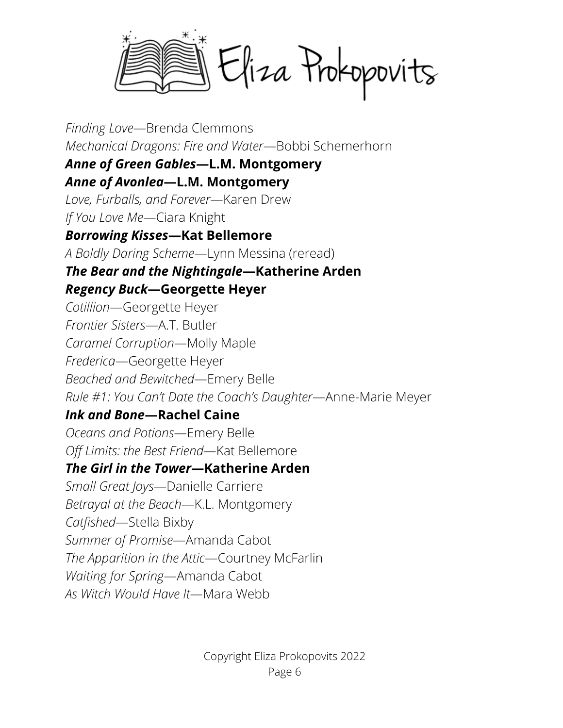*Finding Love*—Brenda Clemmons
*Mechanical Dragons: Fire and Water*—Bobbi Schemerhorn
***Anne of Green Gables*—L.M. Montgomery**
***Anne of Avonlea*—L.M. Montgomery**
*Love, Furballs, and Forever*—Karen Drew
*If You Love Me*—Ciara Knight
***Borrowing Kisses*—Kat Bellemore**
*A Boldly Daring Scheme*—Lynn Messina (reread)
***The Bear and the Nightingale*—Katherine Arden**
***Regency Buck*—Georgette Heyer**
*Cotillion*—Georgette Heyer
*Frontier Sisters*—A.T. Butler
*Caramel Corruption*—Molly Maple
*Frederica*—Georgette Heyer
*Beached and Bewitched*—Emery Belle
*Rule #1: You Can't Date the Coach's Daughter*—Anne-Marie Meyer
***Ink and Bone*—Rachel Caine**
*Oceans and Potions*—Emery Belle
*Off Limits: the Best Friend*—Kat Bellemore
***The Girl in the Tower*—Katherine Arden**
*Small Great Joys*—Danielle Carriere
*Betrayal at the Beach*—K.L. Montgomery
*Catfished*—Stella Bixby
*Summer of Promise*—Amanda Cabot
*The Apparition in the Attic*—Courtney McFarlin
*Waiting for Spring*—Amanda Cabot
*As Witch Would Have It*—Mara Webb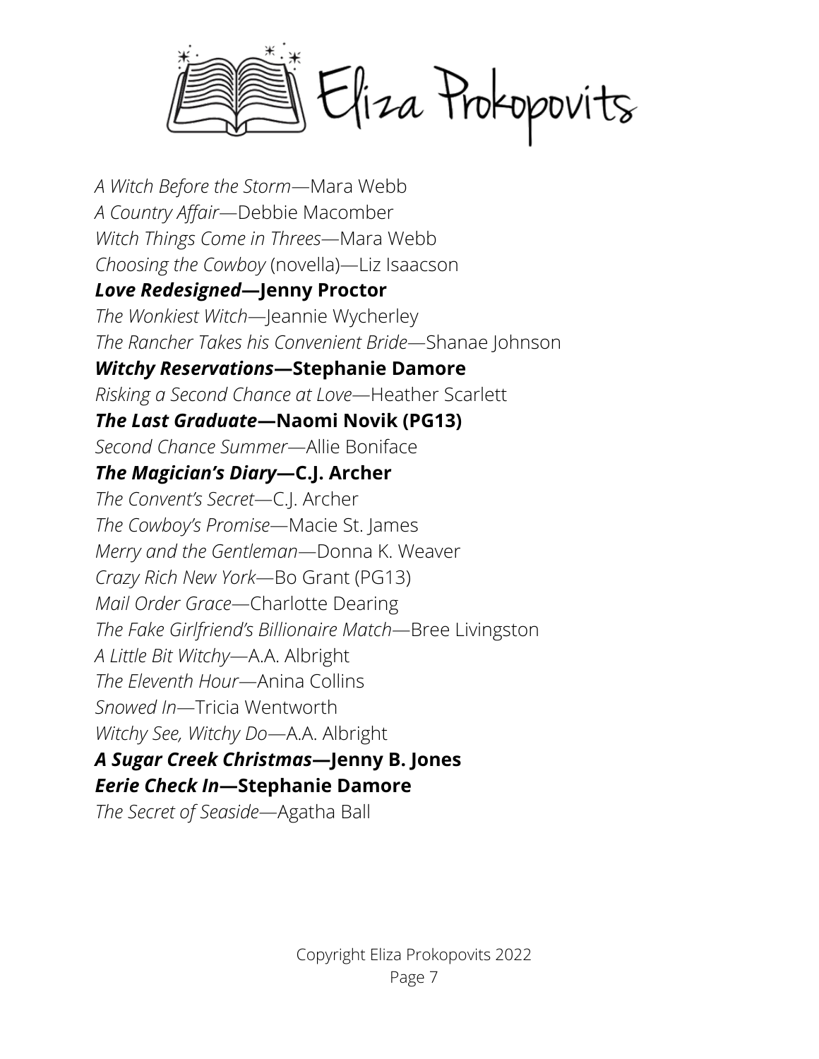*A Witch Before the Storm*—Mara Webb
*A Country Affair*—Debbie Macomber
*Witch Things Come in Threes*—Mara Webb
*Choosing the Cowboy* (novella)—Liz Isaacson
***Love Redesigned*—Jenny Proctor**
*The Wonkiest Witch*—Jeannie Wycherley
*The Rancher Takes his Convenient Bride*—Shanae Johnson
***Witchy Reservations*—Stephanie Damore**
*Risking a Second Chance at Love*—Heather Scarlett
***The Last Graduate*—Naomi Novik (PG13)**
*Second Chance Summer*—Allie Boniface
***The Magician's Diary*—C.J. Archer**
*The Convent's Secret*—C.J. Archer
*The Cowboy's Promise*—Macie St. James
*Merry and the Gentleman*—Donna K. Weaver
*Crazy Rich New York*—Bo Grant (PG13)
*Mail Order Grace*—Charlotte Dearing
*The Fake Girlfriend's Billionaire Match*—Bree Livingston
*A Little Bit Witchy*—A.A. Albright
*The Eleventh Hour*—Anina Collins
*Snowed In*—Tricia Wentworth
*Witchy See, Witchy Do*—A.A. Albright
***A Sugar Creek Christmas*—Jenny B. Jones**
***Eerie Check In*—Stephanie Damore**
*The Secret of Seaside*—Agatha Ball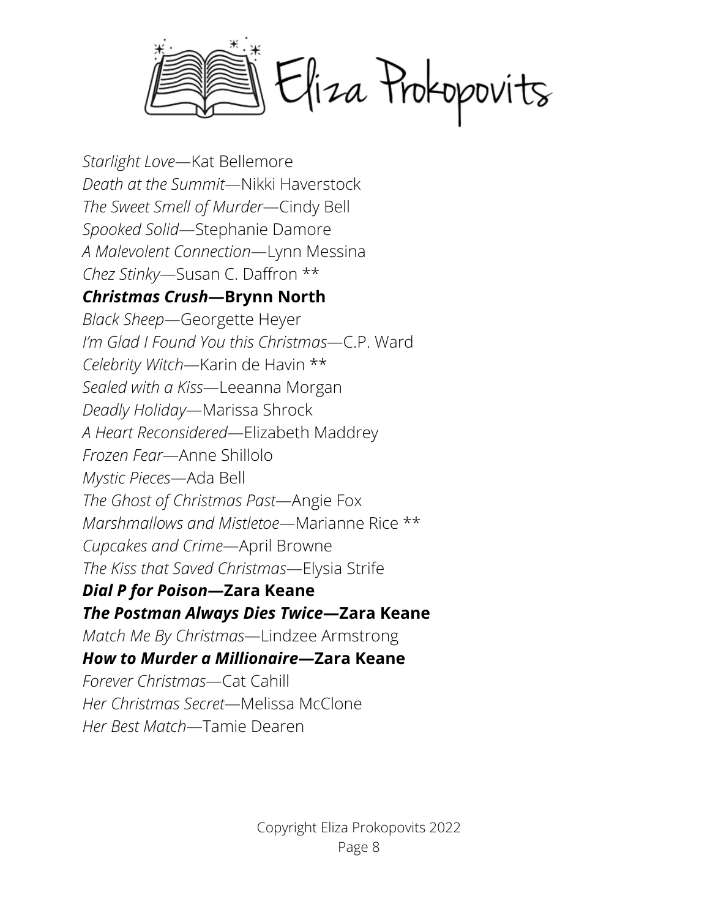*Starlight Love*—Kat Bellemore
*Death at the Summit*—Nikki Haverstock
*The Sweet Smell of Murder*—Cindy Bell
*Spooked Solid*—Stephanie Damore
*A Malevolent Connection*—Lynn Messina
*Chez Stinky*—Susan C. Daffron **
***Christmas Crush*—Brynn North**
*Black Sheep*—Georgette Heyer
*I'm Glad I Found You this Christmas*—C.P. Ward
*Celebrity Witch*—Karin de Havin **
*Sealed with a Kiss*—Leeanna Morgan
*Deadly Holiday*—Marissa Shrock
*A Heart Reconsidered*—Elizabeth Maddrey
*Frozen Fear*—Anne Shillolo
*Mystic Pieces*—Ada Bell
*The Ghost of Christmas Past*—Angie Fox
*Marshmallows and Mistletoe*—Marianne Rice **
*Cupcakes and Crime*—April Browne
*The Kiss that Saved Christmas*—Elysia Strife
***Dial P for Poison*—Zara Keane**
***The Postman Always Dies Twice*—Zara Keane**
*Match Me By Christmas*—Lindzee Armstrong
***How to Murder a Millionaire*—Zara Keane**
*Forever Christmas*—Cat Cahill
*Her Christmas Secret*—Melissa McClone
*Her Best Match*—Tamie Dearen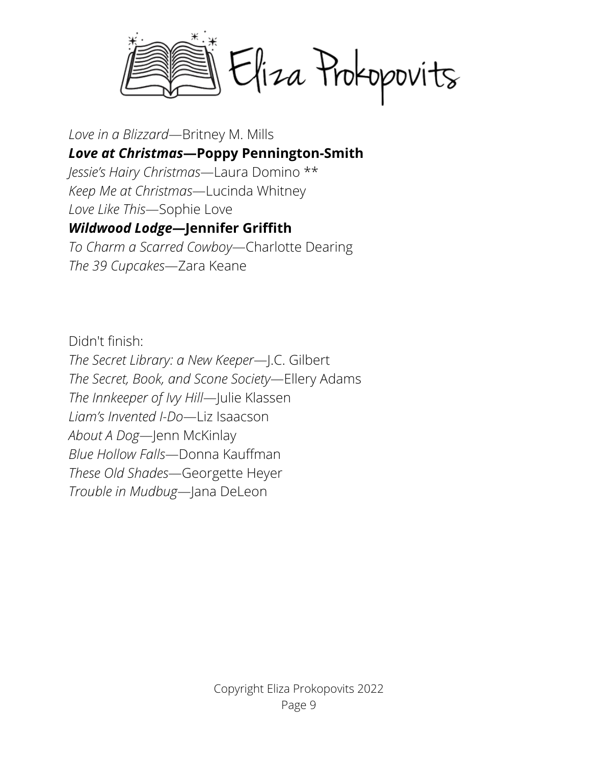*Love in a Blizzard*—Britney M. Mills
***Love at Christmas*—Poppy Pennington-Smith**
*Jessie's Hairy Christmas*—Laura Domino **
*Keep Me at Christmas*—Lucinda Whitney
*Love Like This*—Sophie Love
***Wildwood Lodge*—Jennifer Griffith**
*To Charm a Scarred Cowboy*—Charlotte Dearing
*The 39 Cupcakes*—Zara Keane

Didn't finish:
*The Secret Library: a New Keeper*—J.C. Gilbert
*The Secret, Book, and Scone Society*—Ellery Adams
*The Innkeeper of Ivy Hill*—Julie Klassen
*Liam's Invented I-Do*—Liz Isaacson
*About A Dog*—Jenn McKinlay
*Blue Hollow Falls*—Donna Kauffman
*These Old Shades*—Georgette Heyer
*Trouble in Mudbug*—Jana DeLeon